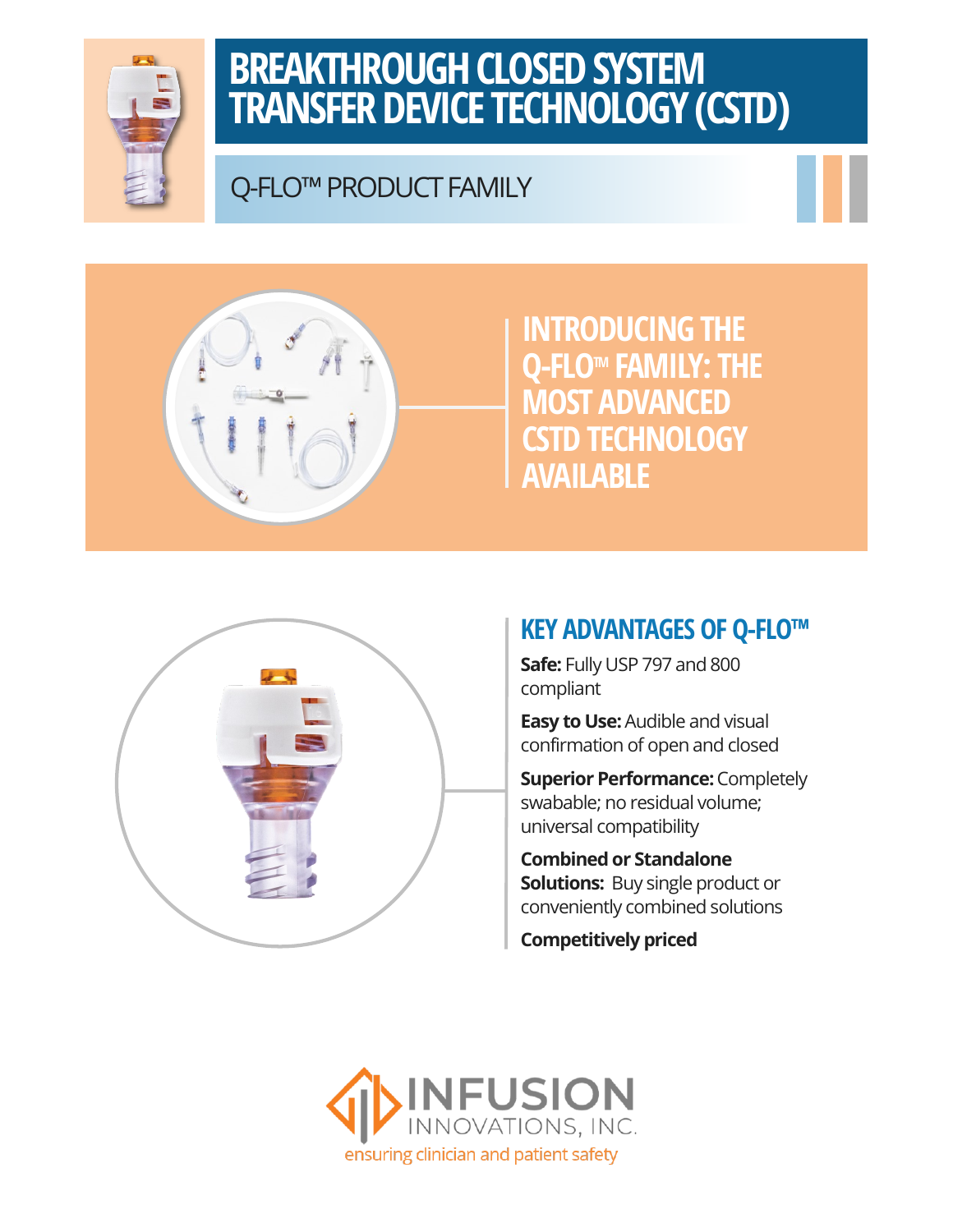# BREAKTHROUGH CLOSED SYSTEM TRANSFER DEVICE TECHNOLOGY (CSTD)

## Q-FLO™ PRODUCT FAMILY

## INTRODUCING THE Q-FLO™ FAMILY: THE MOST ADVANCED CSTD TECHNOLOGY AVAILABLE

## KEY ADVANTAGES OF Q-FLO™

**Safe:** Fully USP 797 and 800 compliant

**Easy to Use:** Audible and visual confirmation of open and closed

**Superior Performance:** Completely swabable; no residual volume; universal compatibility

**Combined or Standalone Solutions:** Buy single product or conveniently combined solutions

**Competitively priced**

INFUSION INNOVATIONS, INC.

ensuring clinician and patient safety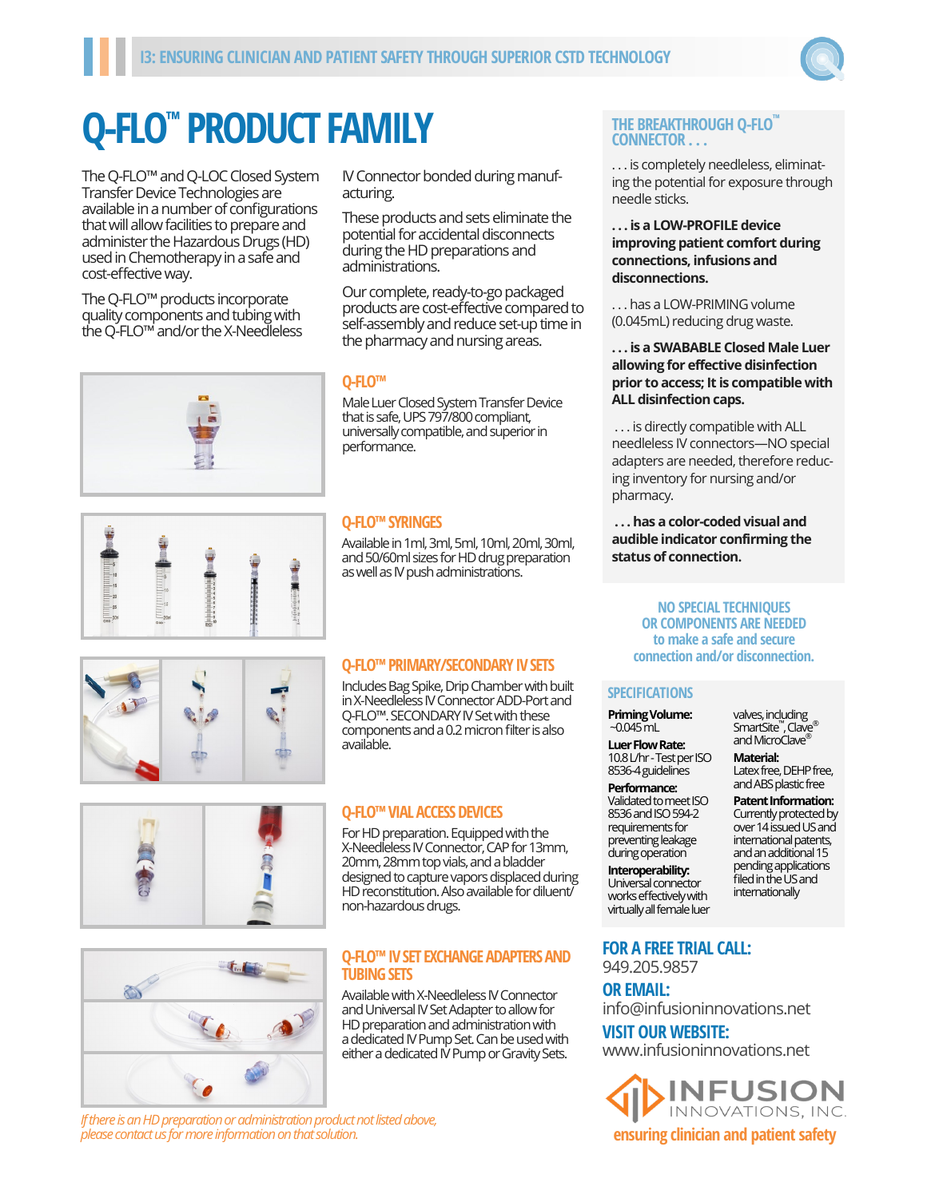# Q-FLO™ PRODUCT FAMILY

The Q-FLO™ and Q-LOC Closed System Transfer Device Technologies are available in a number of configurations that will allow facilities to prepare and administer the Hazardous Drugs (HD) used in Chemotherapy in a safe and cost-effective way.

The Q-FLO™ products incorporate quality components and tubing with the Q-FLO™ and/or the X-Needleless IV Connector bonded during manufacturing.

These products and sets eliminate the potential for accidental disconnects during the HD preparations and administrations.

Our complete, ready-to-go packaged products are cost-effective compared to self-assembly and reduce set-up time in the pharmacy and nursing areas.

## Q-FLO™

Male Luer Closed System Transfer Device that is safe, UPS 797/800 compliant, universally compatible, and superior in performance.

## Q-FLO™ SYRINGES

Available in 1ml, 3ml, 5ml, 10ml, 20ml, 30ml, and 50/60ml sizes for HD drug preparation as well as IV push administrations.

## Q-FLO™ PRIMARY/SECONDARY IV SETS

Includes Bag Spike, Drip Chamber with built in X-Needleless IV Connector ADD-Port and Q-FLO™. SECONDARY IV Set with these components and a 0.2 micron filter is also available.

## Q-FLO™ VIAL ACCESS DEVICES

For HD preparation. Equipped with the X-Needleless IV Connector, CAP for 13mm, 20mm, 28mm top vials, and a bladder designed to capture vapors displaced during HD reconstitution. Also available for diluent/ non-hazardous drugs.

## Q-FLO™ IV SET EXCHANGE ADAPTERS AND TUBING SETS

Available with X-Needleless IV Connector and Universal IV Set Adapter to allow for HD preparation and administration with a dedicated IV Pump Set. Can be used with either a dedicated IV Pump or Gravity Sets.

*If there is an HD preparation or administration product not listed above, please contact us for more information on that solution.*

## THE BREAKTHROUGH Q-FLO™ CONNECTOR . . .

. . . is completely needleless, eliminating the potential for exposure through needle sticks.

**. . . is a LOW-PROFILE device improving patient comfort during connections, infusions and disconnections.**

. . . has a LOW-PRIMING volume (0.045mL) reducing drug waste.

**. . . is a SWABABLE Closed Male Luer allowing for effective disinfection prior to access; It is compatible with ALL disinfection caps.**

. . . is directly compatible with ALL needleless IV connectors—NO special adapters are needed, therefore reducing inventory for nursing and/or pharmacy.

**. . . has a color-coded visual and audible indicator confirming the status of connection.**

**NO SPECIAL TECHNIQUES OR COMPONENTS ARE NEEDED to make a safe and secure connection and/or disconnection.**

## SPECIFICATIONS

**Priming Volume:** ~0.045 mL

**Luer Flow Rate:** 10.8 L/hr - Test per ISO 8536-4 guidelines

**Performance:** Validated to meet ISO 8536 and ISO 594-2 requirements for preventing leakage during operation

**Interoperability:** Universal connector works effectively with virtually all female luer valves, including SmartSite™, Clave® and MicroClave®

**Material:** Latex free, DEHP free, and ABS plastic free

**Patent Information:** Currently protected by over 14 issued US and international patents, and an additional 15 pending applications filed in the US and internationally

## FOR A FREE TRIAL CALL:
949.205.9857

## OR EMAIL:
info@infusioninnovations.net

## VISIT OUR WEBSITE:
www.infusioninnovations.net

INFUSION INNOVATIONS, INC.

ensuring clinician and patient safety